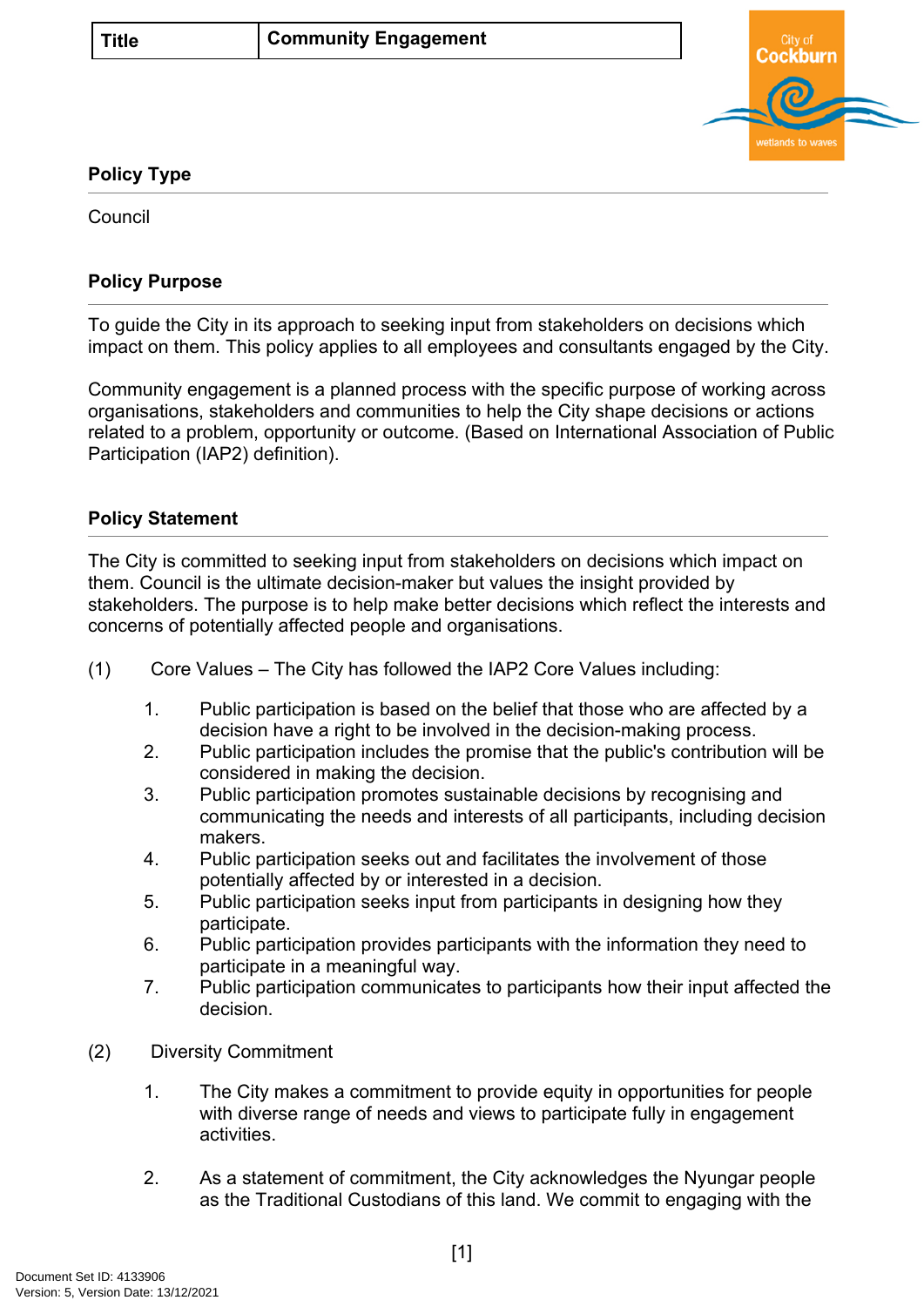| Title | Community Engagement |
|---|---|

## Policy Type

Council

## Policy Purpose

To guide the City in its approach to seeking input from stakeholders on decisions which impact on them. This policy applies to all employees and consultants engaged by the City.

Community engagement is a planned process with the specific purpose of working across organisations, stakeholders and communities to help the City shape decisions or actions related to a problem, opportunity or outcome. (Based on International Association of Public Participation (IAP2) definition).

## Policy Statement

The City is committed to seeking input from stakeholders on decisions which impact on them. Council is the ultimate decision-maker but values the insight provided by stakeholders. The purpose is to help make better decisions which reflect the interests and concerns of potentially affected people and organisations.

(1) Core Values – The City has followed the IAP2 Core Values including:

1. Public participation is based on the belief that those who are affected by a decision have a right to be involved in the decision-making process.
2. Public participation includes the promise that the public's contribution will be considered in making the decision.
3. Public participation promotes sustainable decisions by recognising and communicating the needs and interests of all participants, including decision makers.
4. Public participation seeks out and facilitates the involvement of those potentially affected by or interested in a decision.
5. Public participation seeks input from participants in designing how they participate.
6. Public participation provides participants with the information they need to participate in a meaningful way.
7. Public participation communicates to participants how their input affected the decision.

(2) Diversity Commitment

1. The City makes a commitment to provide equity in opportunities for people with diverse range of needs and views to participate fully in engagement activities.

2. As a statement of commitment, the City acknowledges the Nyungar people as the Traditional Custodians of this land. We commit to engaging with the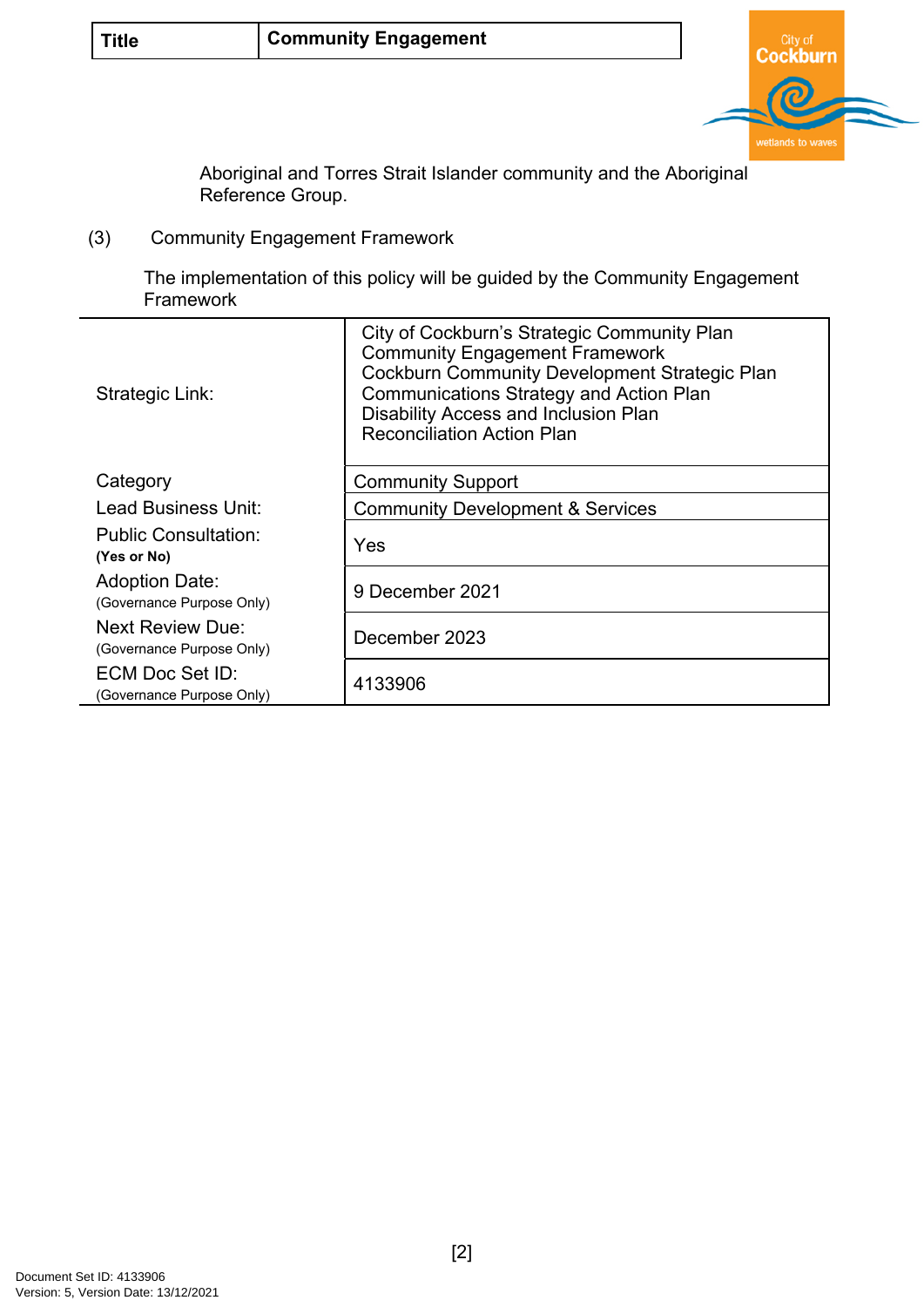| Title | Community Engagement |
|---|---|

Aboriginal and Torres Strait Islander community and the Aboriginal Reference Group.

(3) Community Engagement Framework

The implementation of this policy will be guided by the Community Engagement Framework

| | |
|---|---|
| Strategic Link: | City of Cockburn's Strategic Community Plan<br>Community Engagement Framework<br>Cockburn Community Development Strategic Plan<br>Communications Strategy and Action Plan<br>Disability Access and Inclusion Plan<br>Reconciliation Action Plan |
| Category | Community Support |
| Lead Business Unit: | Community Development & Services |
| Public Consultation:<br>**(Yes or No)** | Yes |
| Adoption Date:<br>(Governance Purpose Only) | 9 December 2021 |
| Next Review Due:<br>(Governance Purpose Only) | December 2023 |
| ECM Doc Set ID:<br>(Governance Purpose Only) | 4133906 |

Document Set ID: 4133906
Version: 5, Version Date: 13/12/2021